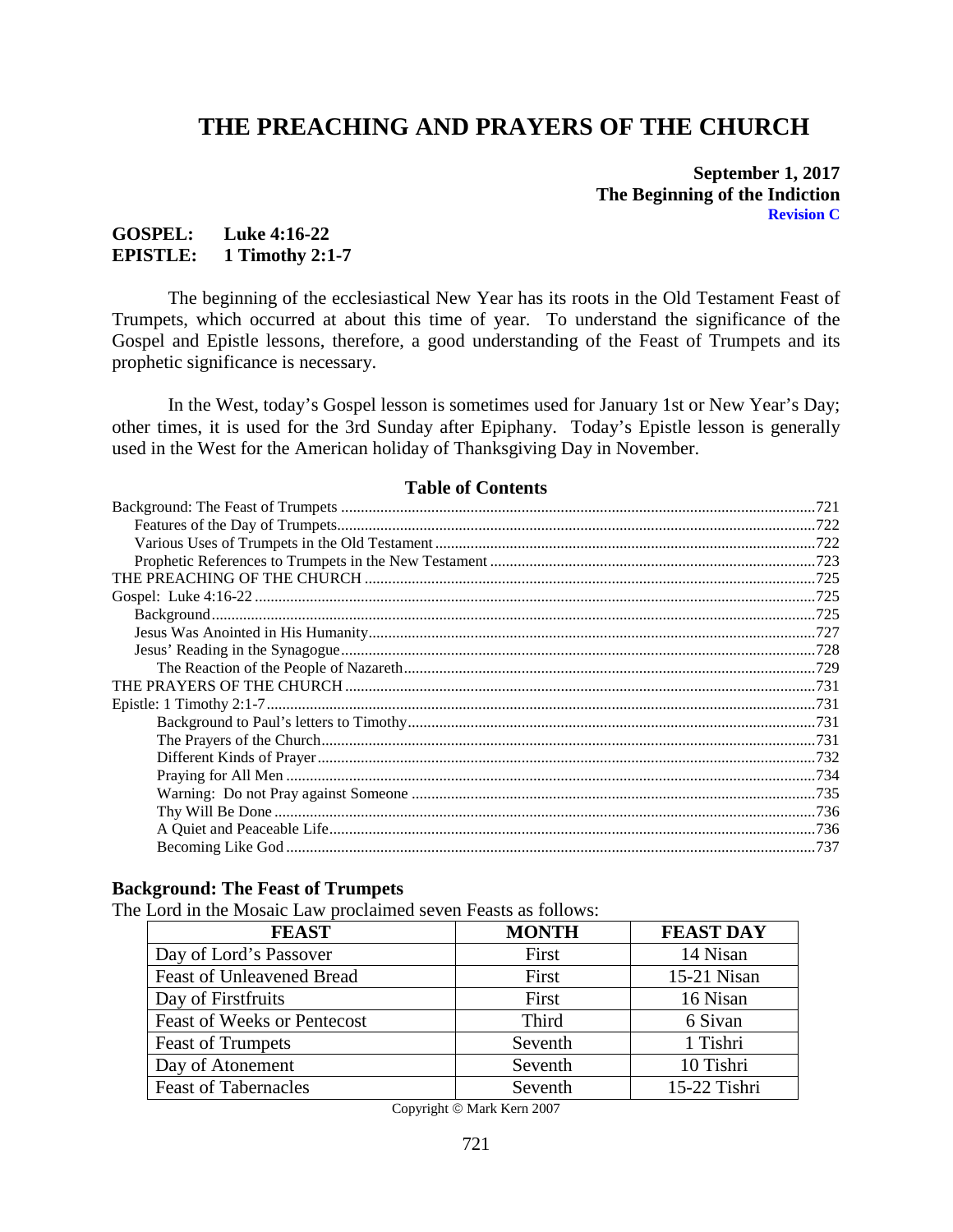# THE PREACHING AND PRAYERS OF THE CHURCH

**September 1, 2017**
**The Beginning of the Indiction**
**Revision C**

**GOSPEL: Luke 4:16-22**
**EPISTLE: 1 Timothy 2:1-7**

The beginning of the ecclesiastical New Year has its roots in the Old Testament Feast of Trumpets, which occurred at about this time of year. To understand the significance of the Gospel and Epistle lessons, therefore, a good understanding of the Feast of Trumpets and its prophetic significance is necessary.

In the West, today's Gospel lesson is sometimes used for January 1st or New Year's Day; other times, it is used for the 3rd Sunday after Epiphany. Today's Epistle lesson is generally used in the West for the American holiday of Thanksgiving Day in November.

### Table of Contents

Background: The Feast of Trumpets .......... 721
- Features of the Day of Trumpets .......... 722
- Various Uses of Trumpets in the Old Testament .......... 722
- Prophetic References to Trumpets in the New Testament .......... 723

THE PREACHING OF THE CHURCH .......... 725

Gospel: Luke 4:16-22 .......... 725
- Background .......... 725
- Jesus Was Anointed in His Humanity .......... 727
- Jesus' Reading in the Synagogue .......... 728
  - The Reaction of the People of Nazareth .......... 729

THE PRAYERS OF THE CHURCH .......... 731

Epistle: 1 Timothy 2:1-7 .......... 731
  - Background to Paul's letters to Timothy .......... 731
  - The Prayers of the Church .......... 731
  - Different Kinds of Prayer .......... 732
  - Praying for All Men .......... 734
  - Warning: Do not Pray against Someone .......... 735
  - Thy Will Be Done .......... 736
  - A Quiet and Peaceable Life .......... 736
  - Becoming Like God .......... 737

## Background: The Feast of Trumpets

The Lord in the Mosaic Law proclaimed seven Feasts as follows:

| FEAST | MONTH | FEAST DAY |
|---|---|---|
| Day of Lord's Passover | First | 14 Nisan |
| Feast of Unleavened Bread | First | 15-21 Nisan |
| Day of Firstfruits | First | 16 Nisan |
| Feast of Weeks or Pentecost | Third | 6 Sivan |
| Feast of Trumpets | Seventh | 1 Tishri |
| Day of Atonement | Seventh | 10 Tishri |
| Feast of Tabernacles | Seventh | 15-22 Tishri |

Copyright © Mark Kern 2007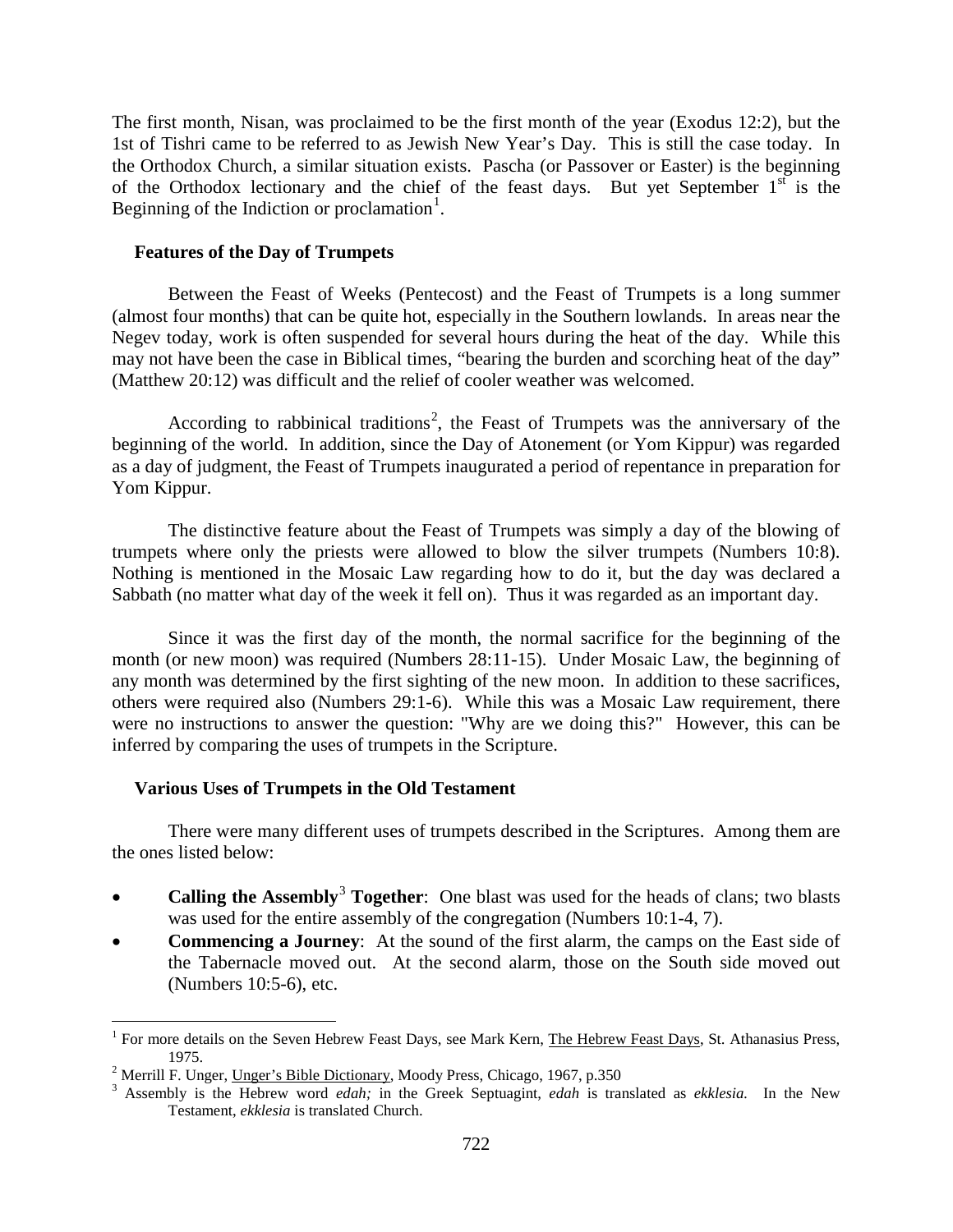The first month, Nisan, was proclaimed to be the first month of the year (Exodus 12:2), but the 1st of Tishri came to be referred to as Jewish New Year's Day. This is still the case today. In the Orthodox Church, a similar situation exists. Pascha (or Passover or Easter) is the beginning of the Orthodox lectionary and the chief of the feast days. But yet September 1st is the Beginning of the Indiction or proclamation[1].

### Features of the Day of Trumpets

Between the Feast of Weeks (Pentecost) and the Feast of Trumpets is a long summer (almost four months) that can be quite hot, especially in the Southern lowlands. In areas near the Negev today, work is often suspended for several hours during the heat of the day. While this may not have been the case in Biblical times, "bearing the burden and scorching heat of the day" (Matthew 20:12) was difficult and the relief of cooler weather was welcomed.

According to rabbinical traditions[2], the Feast of Trumpets was the anniversary of the beginning of the world. In addition, since the Day of Atonement (or Yom Kippur) was regarded as a day of judgment, the Feast of Trumpets inaugurated a period of repentance in preparation for Yom Kippur.

The distinctive feature about the Feast of Trumpets was simply a day of the blowing of trumpets where only the priests were allowed to blow the silver trumpets (Numbers 10:8). Nothing is mentioned in the Mosaic Law regarding how to do it, but the day was declared a Sabbath (no matter what day of the week it fell on). Thus it was regarded as an important day.

Since it was the first day of the month, the normal sacrifice for the beginning of the month (or new moon) was required (Numbers 28:11-15). Under Mosaic Law, the beginning of any month was determined by the first sighting of the new moon. In addition to these sacrifices, others were required also (Numbers 29:1-6). While this was a Mosaic Law requirement, there were no instructions to answer the question: "Why are we doing this?" However, this can be inferred by comparing the uses of trumpets in the Scripture.

### Various Uses of Trumpets in the Old Testament

There were many different uses of trumpets described in the Scriptures. Among them are the ones listed below:

- **Calling the Assembly[3] Together**: One blast was used for the heads of clans; two blasts was used for the entire assembly of the congregation (Numbers 10:1-4, 7).
- **Commencing a Journey**: At the sound of the first alarm, the camps on the East side of the Tabernacle moved out. At the second alarm, those on the South side moved out (Numbers 10:5-6), etc.

---

[1] For more details on the Seven Hebrew Feast Days, see Mark Kern, The Hebrew Feast Days, St. Athanasius Press, 1975.

[2] Merrill F. Unger, Unger's Bible Dictionary, Moody Press, Chicago, 1967, p.350

[3] Assembly is the Hebrew word *edah;* in the Greek Septuagint, *edah* is translated as *ekklesia.* In the New Testament, *ekklesia* is translated Church.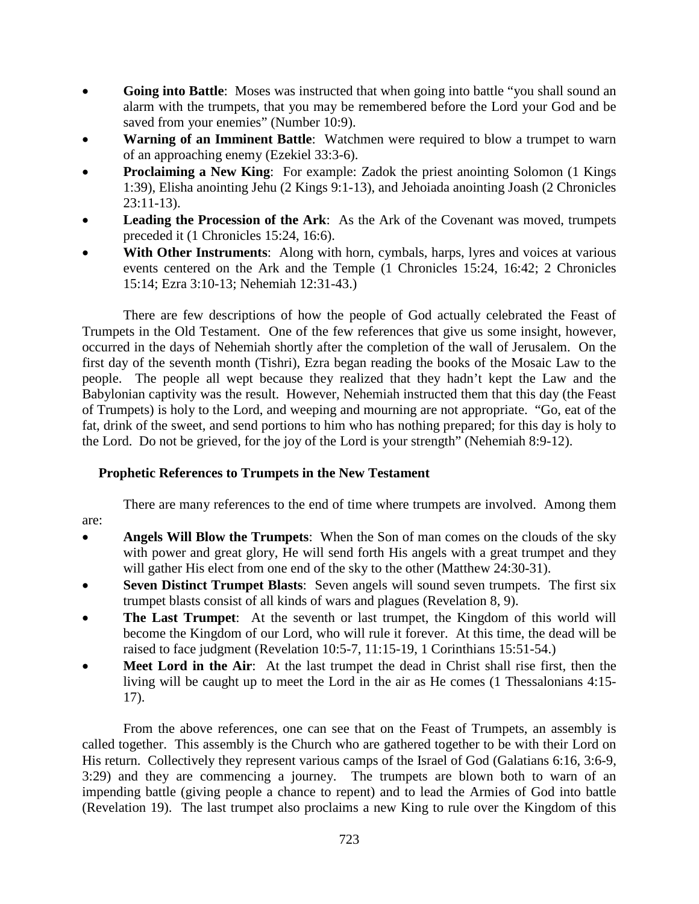- **Going into Battle**: Moses was instructed that when going into battle "you shall sound an alarm with the trumpets, that you may be remembered before the Lord your God and be saved from your enemies" (Number 10:9).
- **Warning of an Imminent Battle**: Watchmen were required to blow a trumpet to warn of an approaching enemy (Ezekiel 33:3-6).
- **Proclaiming a New King**: For example: Zadok the priest anointing Solomon (1 Kings 1:39), Elisha anointing Jehu (2 Kings 9:1-13), and Jehoiada anointing Joash (2 Chronicles 23:11-13).
- **Leading the Procession of the Ark**: As the Ark of the Covenant was moved, trumpets preceded it (1 Chronicles 15:24, 16:6).
- **With Other Instruments**: Along with horn, cymbals, harps, lyres and voices at various events centered on the Ark and the Temple (1 Chronicles 15:24, 16:42; 2 Chronicles 15:14; Ezra 3:10-13; Nehemiah 12:31-43.)

There are few descriptions of how the people of God actually celebrated the Feast of Trumpets in the Old Testament. One of the few references that give us some insight, however, occurred in the days of Nehemiah shortly after the completion of the wall of Jerusalem. On the first day of the seventh month (Tishri), Ezra began reading the books of the Mosaic Law to the people. The people all wept because they realized that they hadn't kept the Law and the Babylonian captivity was the result. However, Nehemiah instructed them that this day (the Feast of Trumpets) is holy to the Lord, and weeping and mourning are not appropriate. "Go, eat of the fat, drink of the sweet, and send portions to him who has nothing prepared; for this day is holy to the Lord. Do not be grieved, for the joy of the Lord is your strength" (Nehemiah 8:9-12).

### Prophetic References to Trumpets in the New Testament

There are many references to the end of time where trumpets are involved. Among them are:

- **Angels Will Blow the Trumpets**: When the Son of man comes on the clouds of the sky with power and great glory, He will send forth His angels with a great trumpet and they will gather His elect from one end of the sky to the other (Matthew 24:30-31).
- **Seven Distinct Trumpet Blasts**: Seven angels will sound seven trumpets. The first six trumpet blasts consist of all kinds of wars and plagues (Revelation 8, 9).
- **The Last Trumpet**: At the seventh or last trumpet, the Kingdom of this world will become the Kingdom of our Lord, who will rule it forever. At this time, the dead will be raised to face judgment (Revelation 10:5-7, 11:15-19, 1 Corinthians 15:51-54.)
- **Meet Lord in the Air**: At the last trumpet the dead in Christ shall rise first, then the living will be caught up to meet the Lord in the air as He comes (1 Thessalonians 4:15-17).

From the above references, one can see that on the Feast of Trumpets, an assembly is called together. This assembly is the Church who are gathered together to be with their Lord on His return. Collectively they represent various camps of the Israel of God (Galatians 6:16, 3:6-9, 3:29) and they are commencing a journey. The trumpets are blown both to warn of an impending battle (giving people a chance to repent) and to lead the Armies of God into battle (Revelation 19). The last trumpet also proclaims a new King to rule over the Kingdom of this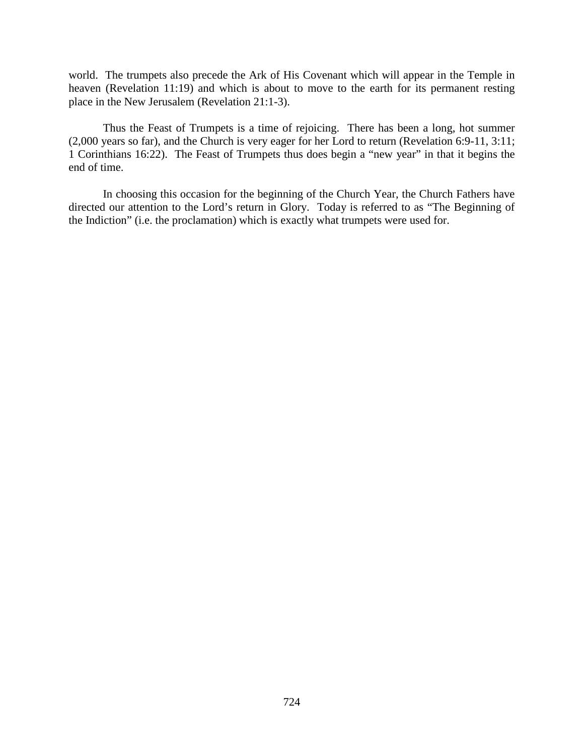world. The trumpets also precede the Ark of His Covenant which will appear in the Temple in heaven (Revelation 11:19) and which is about to move to the earth for its permanent resting place in the New Jerusalem (Revelation 21:1-3).

Thus the Feast of Trumpets is a time of rejoicing. There has been a long, hot summer (2,000 years so far), and the Church is very eager for her Lord to return (Revelation 6:9-11, 3:11; 1 Corinthians 16:22). The Feast of Trumpets thus does begin a "new year" in that it begins the end of time.

In choosing this occasion for the beginning of the Church Year, the Church Fathers have directed our attention to the Lord's return in Glory. Today is referred to as "The Beginning of the Indiction" (i.e. the proclamation) which is exactly what trumpets were used for.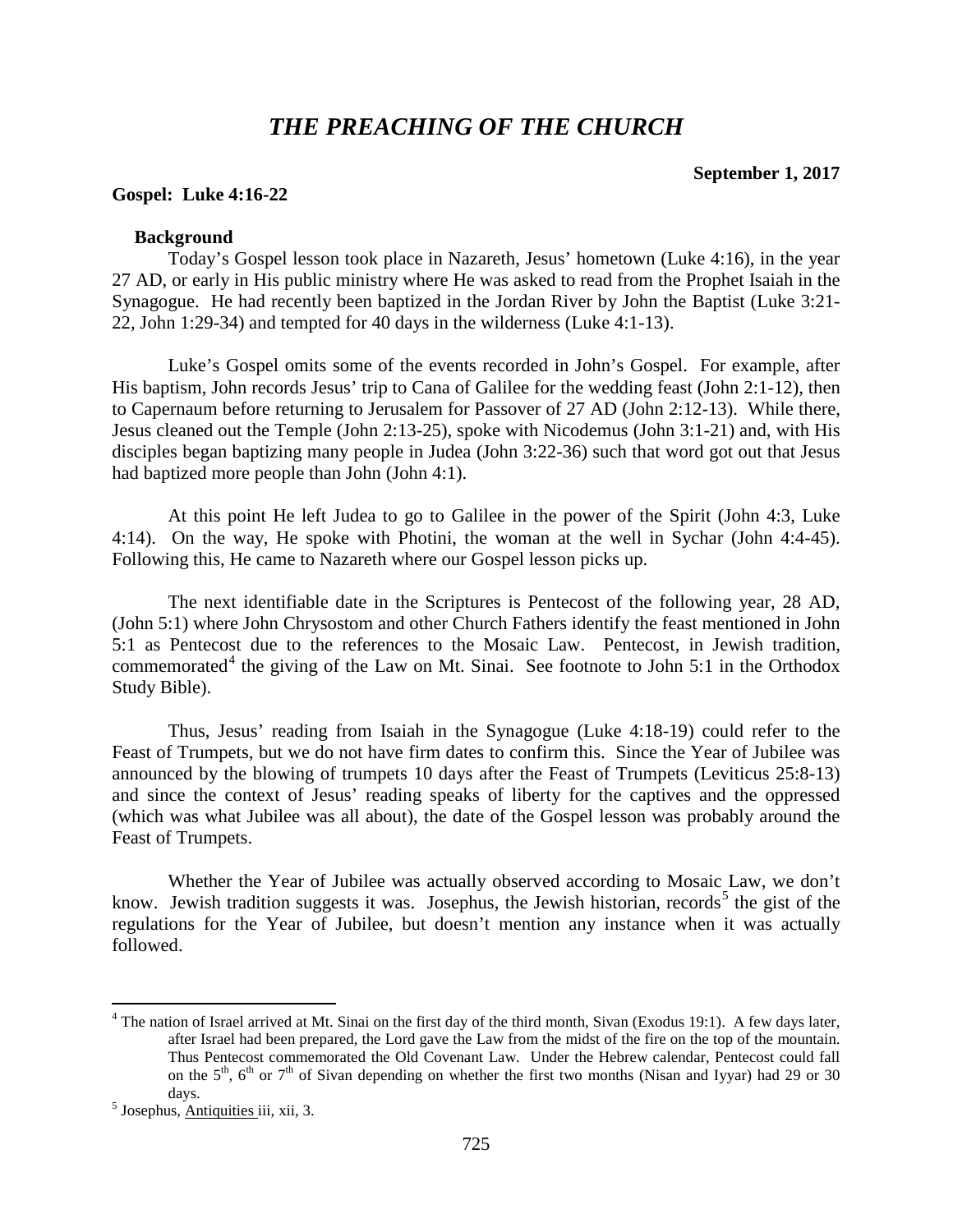# *THE PREACHING OF THE CHURCH*

**September 1, 2017**

**Gospel: Luke 4:16-22**

### Background

Today's Gospel lesson took place in Nazareth, Jesus' hometown (Luke 4:16), in the year 27 AD, or early in His public ministry where He was asked to read from the Prophet Isaiah in the Synagogue. He had recently been baptized in the Jordan River by John the Baptist (Luke 3:21-22, John 1:29-34) and tempted for 40 days in the wilderness (Luke 4:1-13).

Luke's Gospel omits some of the events recorded in John's Gospel. For example, after His baptism, John records Jesus' trip to Cana of Galilee for the wedding feast (John 2:1-12), then to Capernaum before returning to Jerusalem for Passover of 27 AD (John 2:12-13). While there, Jesus cleaned out the Temple (John 2:13-25), spoke with Nicodemus (John 3:1-21) and, with His disciples began baptizing many people in Judea (John 3:22-36) such that word got out that Jesus had baptized more people than John (John 4:1).

At this point He left Judea to go to Galilee in the power of the Spirit (John 4:3, Luke 4:14). On the way, He spoke with Photini, the woman at the well in Sychar (John 4:4-45). Following this, He came to Nazareth where our Gospel lesson picks up.

The next identifiable date in the Scriptures is Pentecost of the following year, 28 AD, (John 5:1) where John Chrysostom and other Church Fathers identify the feast mentioned in John 5:1 as Pentecost due to the references to the Mosaic Law. Pentecost, in Jewish tradition, commemorated[4] the giving of the Law on Mt. Sinai. See footnote to John 5:1 in the Orthodox Study Bible).

Thus, Jesus' reading from Isaiah in the Synagogue (Luke 4:18-19) could refer to the Feast of Trumpets, but we do not have firm dates to confirm this. Since the Year of Jubilee was announced by the blowing of trumpets 10 days after the Feast of Trumpets (Leviticus 25:8-13) and since the context of Jesus' reading speaks of liberty for the captives and the oppressed (which was what Jubilee was all about), the date of the Gospel lesson was probably around the Feast of Trumpets.

Whether the Year of Jubilee was actually observed according to Mosaic Law, we don't know. Jewish tradition suggests it was. Josephus, the Jewish historian, records[5] the gist of the regulations for the Year of Jubilee, but doesn't mention any instance when it was actually followed.

---

[4] The nation of Israel arrived at Mt. Sinai on the first day of the third month, Sivan (Exodus 19:1). A few days later, after Israel had been prepared, the Lord gave the Law from the midst of the fire on the top of the mountain. Thus Pentecost commemorated the Old Covenant Law. Under the Hebrew calendar, Pentecost could fall on the 5th, 6th or 7th of Sivan depending on whether the first two months (Nisan and Iyyar) had 29 or 30 days.

[5] Josephus, Antiquities iii, xii, 3.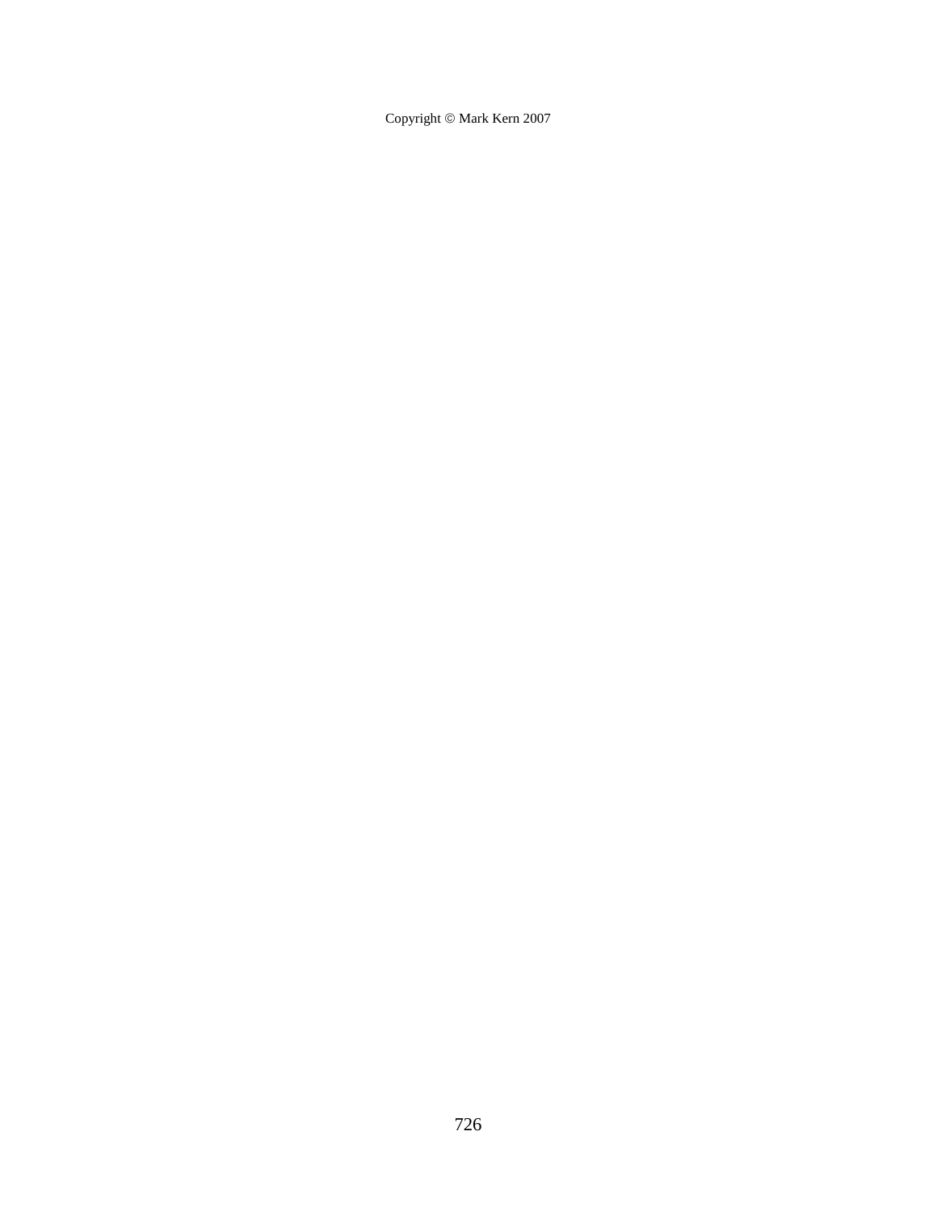Copyright © Mark Kern 2007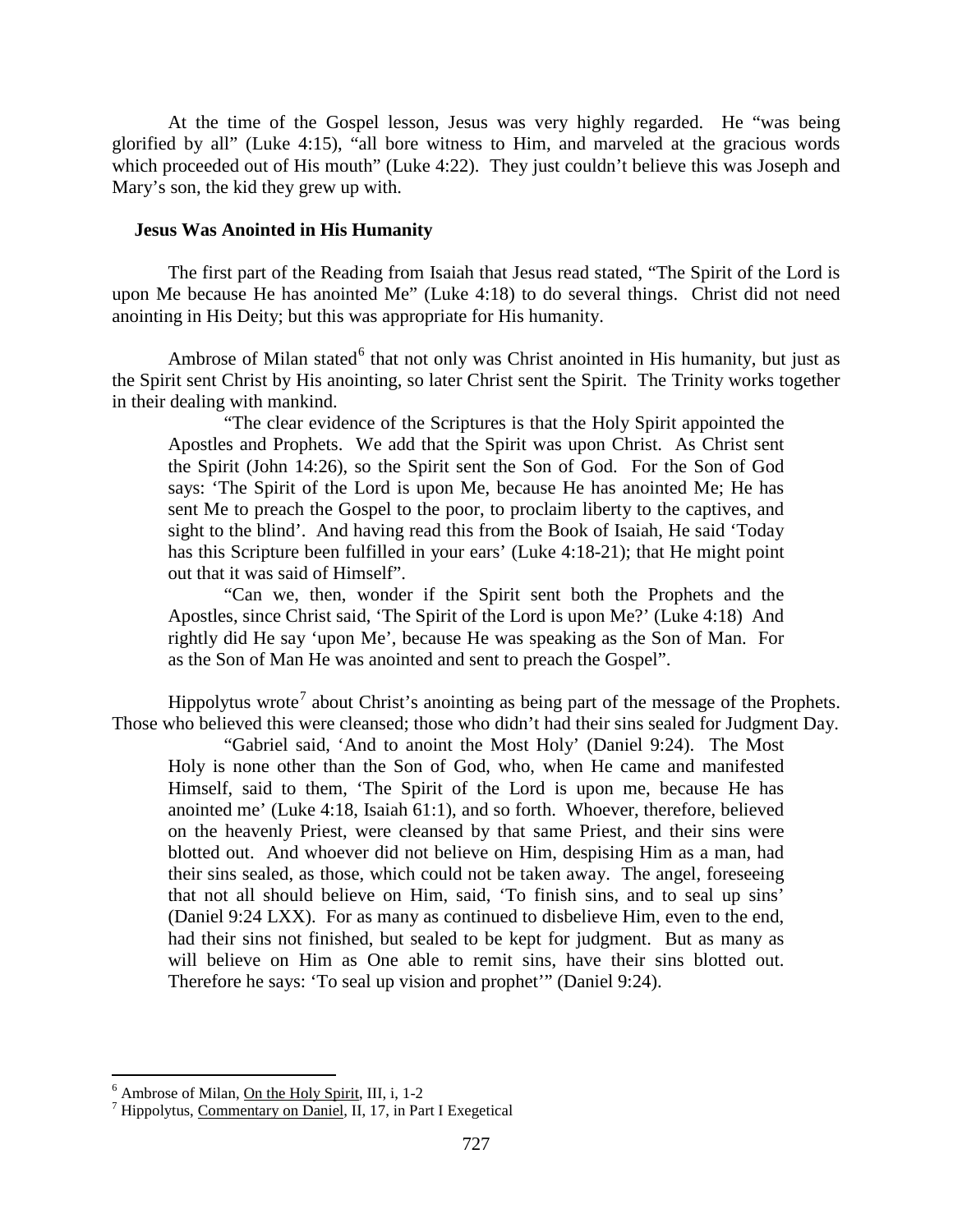At the time of the Gospel lesson, Jesus was very highly regarded. He "was being glorified by all" (Luke 4:15), "all bore witness to Him, and marveled at the gracious words which proceeded out of His mouth" (Luke 4:22). They just couldn't believe this was Joseph and Mary's son, the kid they grew up with.

**Jesus Was Anointed in His Humanity**

The first part of the Reading from Isaiah that Jesus read stated, "The Spirit of the Lord is upon Me because He has anointed Me" (Luke 4:18) to do several things. Christ did not need anointing in His Deity; but this was appropriate for His humanity.

Ambrose of Milan stated[6] that not only was Christ anointed in His humanity, but just as the Spirit sent Christ by His anointing, so later Christ sent the Spirit. The Trinity works together in their dealing with mankind.

> "The clear evidence of the Scriptures is that the Holy Spirit appointed the Apostles and Prophets. We add that the Spirit was upon Christ. As Christ sent the Spirit (John 14:26), so the Spirit sent the Son of God. For the Son of God says: 'The Spirit of the Lord is upon Me, because He has anointed Me; He has sent Me to preach the Gospel to the poor, to proclaim liberty to the captives, and sight to the blind'. And having read this from the Book of Isaiah, He said 'Today has this Scripture been fulfilled in your ears' (Luke 4:18-21); that He might point out that it was said of Himself".
>
> "Can we, then, wonder if the Spirit sent both the Prophets and the Apostles, since Christ said, 'The Spirit of the Lord is upon Me?' (Luke 4:18) And rightly did He say 'upon Me', because He was speaking as the Son of Man. For as the Son of Man He was anointed and sent to preach the Gospel".

Hippolytus wrote[7] about Christ's anointing as being part of the message of the Prophets. Those who believed this were cleansed; those who didn't had their sins sealed for Judgment Day.

> "Gabriel said, 'And to anoint the Most Holy' (Daniel 9:24). The Most Holy is none other than the Son of God, who, when He came and manifested Himself, said to them, 'The Spirit of the Lord is upon me, because He has anointed me' (Luke 4:18, Isaiah 61:1), and so forth. Whoever, therefore, believed on the heavenly Priest, were cleansed by that same Priest, and their sins were blotted out. And whoever did not believe on Him, despising Him as a man, had their sins sealed, as those, which could not be taken away. The angel, foreseeing that not all should believe on Him, said, 'To finish sins, and to seal up sins' (Daniel 9:24 LXX). For as many as continued to disbelieve Him, even to the end, had their sins not finished, but sealed to be kept for judgment. But as many as will believe on Him as One able to remit sins, have their sins blotted out. Therefore he says: 'To seal up vision and prophet'" (Daniel 9:24).

---

[6] Ambrose of Milan, On the Holy Spirit, III, i, 1-2

[7] Hippolytus, Commentary on Daniel, II, 17, in Part I Exegetical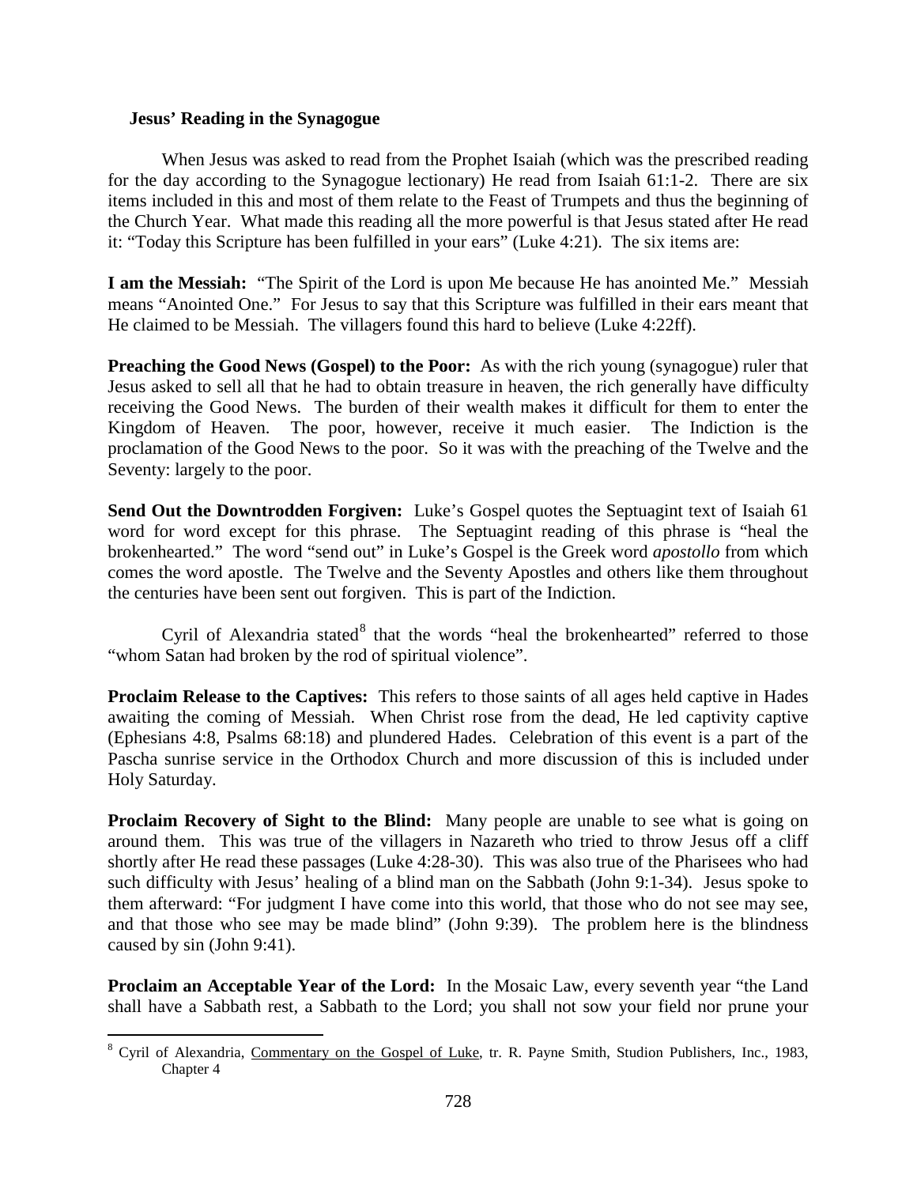### Jesus' Reading in the Synagogue

When Jesus was asked to read from the Prophet Isaiah (which was the prescribed reading for the day according to the Synagogue lectionary) He read from Isaiah 61:1-2. There are six items included in this and most of them relate to the Feast of Trumpets and thus the beginning of the Church Year. What made this reading all the more powerful is that Jesus stated after He read it: "Today this Scripture has been fulfilled in your ears" (Luke 4:21). The six items are:

**I am the Messiah:** "The Spirit of the Lord is upon Me because He has anointed Me." Messiah means "Anointed One." For Jesus to say that this Scripture was fulfilled in their ears meant that He claimed to be Messiah. The villagers found this hard to believe (Luke 4:22ff).

**Preaching the Good News (Gospel) to the Poor:** As with the rich young (synagogue) ruler that Jesus asked to sell all that he had to obtain treasure in heaven, the rich generally have difficulty receiving the Good News. The burden of their wealth makes it difficult for them to enter the Kingdom of Heaven. The poor, however, receive it much easier. The Indiction is the proclamation of the Good News to the poor. So it was with the preaching of the Twelve and the Seventy: largely to the poor.

**Send Out the Downtrodden Forgiven:** Luke's Gospel quotes the Septuagint text of Isaiah 61 word for word except for this phrase. The Septuagint reading of this phrase is "heal the brokenhearted." The word "send out" in Luke's Gospel is the Greek word *apostollo* from which comes the word apostle. The Twelve and the Seventy Apostles and others like them throughout the centuries have been sent out forgiven. This is part of the Indiction.

Cyril of Alexandria stated[8] that the words "heal the brokenhearted" referred to those "whom Satan had broken by the rod of spiritual violence".

**Proclaim Release to the Captives:** This refers to those saints of all ages held captive in Hades awaiting the coming of Messiah. When Christ rose from the dead, He led captivity captive (Ephesians 4:8, Psalms 68:18) and plundered Hades. Celebration of this event is a part of the Pascha sunrise service in the Orthodox Church and more discussion of this is included under Holy Saturday.

**Proclaim Recovery of Sight to the Blind:** Many people are unable to see what is going on around them. This was true of the villagers in Nazareth who tried to throw Jesus off a cliff shortly after He read these passages (Luke 4:28-30). This was also true of the Pharisees who had such difficulty with Jesus' healing of a blind man on the Sabbath (John 9:1-34). Jesus spoke to them afterward: "For judgment I have come into this world, that those who do not see may see, and that those who see may be made blind" (John 9:39). The problem here is the blindness caused by sin (John 9:41).

**Proclaim an Acceptable Year of the Lord:** In the Mosaic Law, every seventh year "the Land shall have a Sabbath rest, a Sabbath to the Lord; you shall not sow your field nor prune your

---

[8] Cyril of Alexandria, Commentary on the Gospel of Luke, tr. R. Payne Smith, Studion Publishers, Inc., 1983, Chapter 4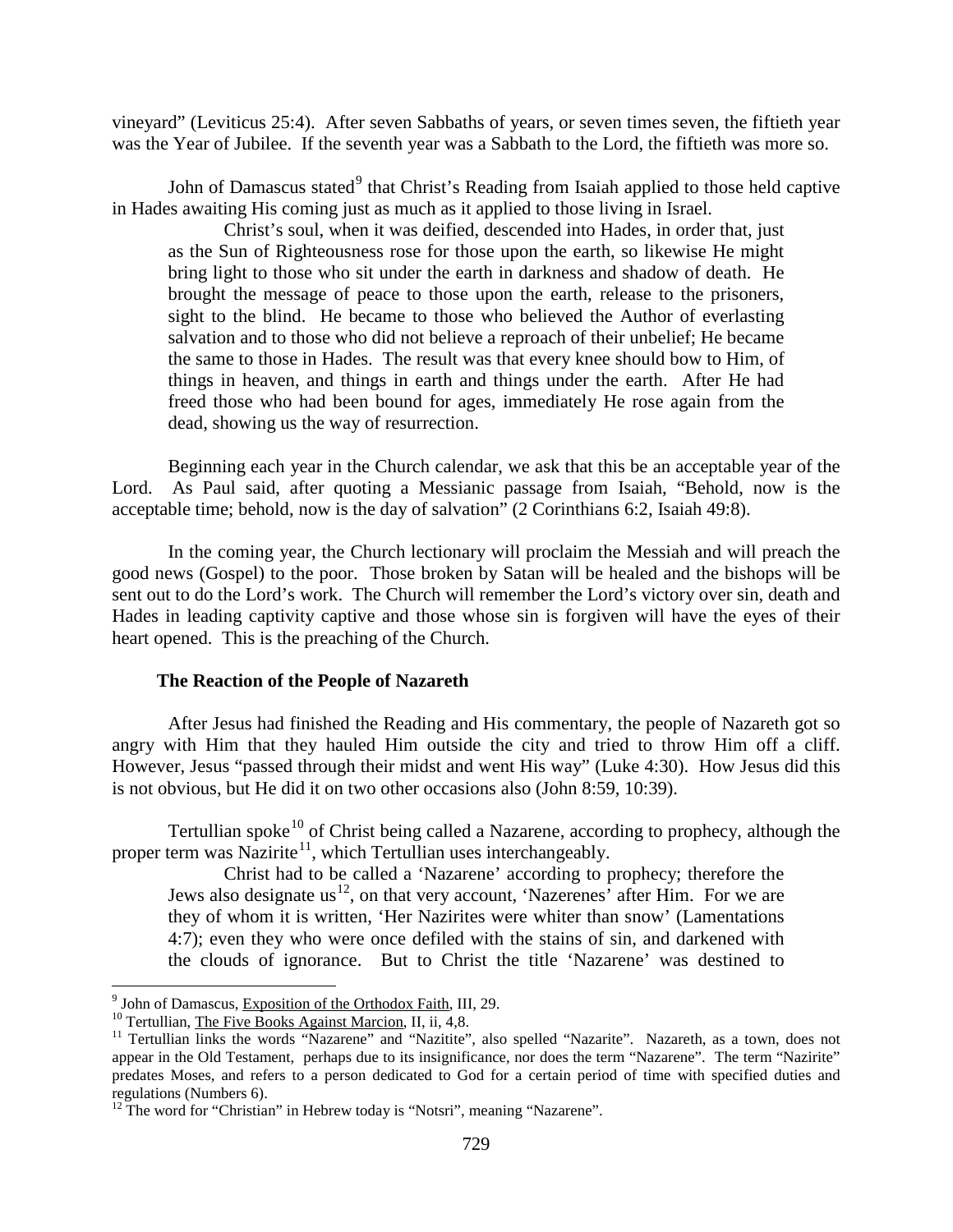vineyard" (Leviticus 25:4). After seven Sabbaths of years, or seven times seven, the fiftieth year was the Year of Jubilee. If the seventh year was a Sabbath to the Lord, the fiftieth was more so.

John of Damascus stated[9] that Christ's Reading from Isaiah applied to those held captive in Hades awaiting His coming just as much as it applied to those living in Israel.

> Christ's soul, when it was deified, descended into Hades, in order that, just as the Sun of Righteousness rose for those upon the earth, so likewise He might bring light to those who sit under the earth in darkness and shadow of death. He brought the message of peace to those upon the earth, release to the prisoners, sight to the blind. He became to those who believed the Author of everlasting salvation and to those who did not believe a reproach of their unbelief; He became the same to those in Hades. The result was that every knee should bow to Him, of things in heaven, and things in earth and things under the earth. After He had freed those who had been bound for ages, immediately He rose again from the dead, showing us the way of resurrection.

Beginning each year in the Church calendar, we ask that this be an acceptable year of the Lord. As Paul said, after quoting a Messianic passage from Isaiah, "Behold, now is the acceptable time; behold, now is the day of salvation" (2 Corinthians 6:2, Isaiah 49:8).

In the coming year, the Church lectionary will proclaim the Messiah and will preach the good news (Gospel) to the poor. Those broken by Satan will be healed and the bishops will be sent out to do the Lord's work. The Church will remember the Lord's victory over sin, death and Hades in leading captivity captive and those whose sin is forgiven will have the eyes of their heart opened. This is the preaching of the Church.

### The Reaction of the People of Nazareth

After Jesus had finished the Reading and His commentary, the people of Nazareth got so angry with Him that they hauled Him outside the city and tried to throw Him off a cliff. However, Jesus "passed through their midst and went His way" (Luke 4:30). How Jesus did this is not obvious, but He did it on two other occasions also (John 8:59, 10:39).

Tertullian spoke[10] of Christ being called a Nazarene, according to prophecy, although the proper term was Nazirite[11], which Tertullian uses interchangeably.

> Christ had to be called a 'Nazarene' according to prophecy; therefore the Jews also designate us[12], on that very account, 'Nazerenes' after Him. For we are they of whom it is written, 'Her Nazirites were whiter than snow' (Lamentations 4:7); even they who were once defiled with the stains of sin, and darkened with the clouds of ignorance. But to Christ the title 'Nazarene' was destined to

---

[9] John of Damascus, Exposition of the Orthodox Faith, III, 29.

[10] Tertullian, The Five Books Against Marcion, II, ii, 4,8.

[11] Tertullian links the words "Nazarene" and "Nazitite", also spelled "Nazarite". Nazareth, as a town, does not appear in the Old Testament, perhaps due to its insignificance, nor does the term "Nazarene". The term "Nazirite" predates Moses, and refers to a person dedicated to God for a certain period of time with specified duties and regulations (Numbers 6).

[12] The word for "Christian" in Hebrew today is "Notsri", meaning "Nazarene".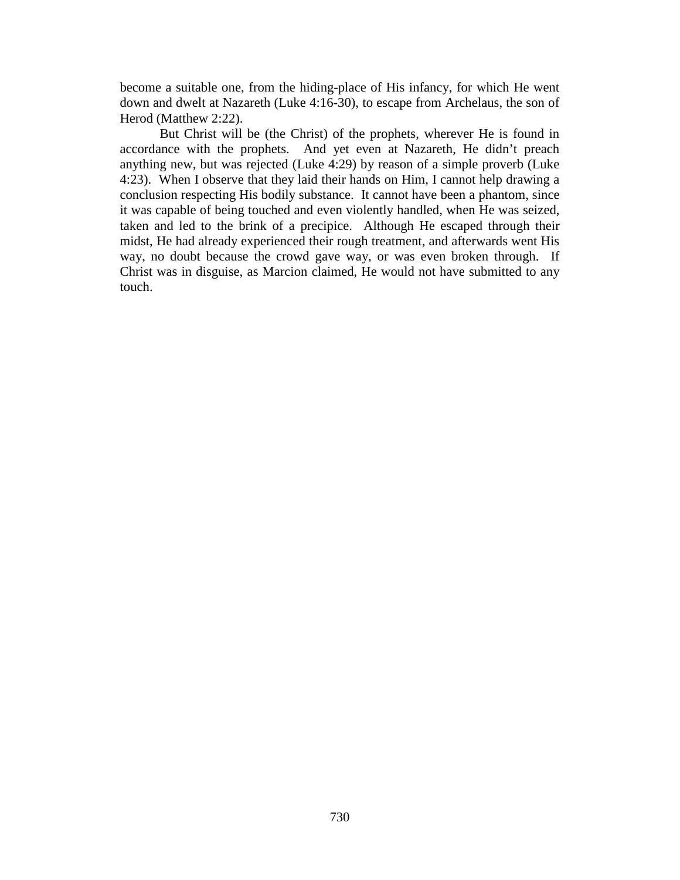become a suitable one, from the hiding-place of His infancy, for which He went down and dwelt at Nazareth (Luke 4:16-30), to escape from Archelaus, the son of Herod (Matthew 2:22).

But Christ will be (the Christ) of the prophets, wherever He is found in accordance with the prophets. And yet even at Nazareth, He didn't preach anything new, but was rejected (Luke 4:29) by reason of a simple proverb (Luke 4:23). When I observe that they laid their hands on Him, I cannot help drawing a conclusion respecting His bodily substance. It cannot have been a phantom, since it was capable of being touched and even violently handled, when He was seized, taken and led to the brink of a precipice. Although He escaped through their midst, He had already experienced their rough treatment, and afterwards went His way, no doubt because the crowd gave way, or was even broken through. If Christ was in disguise, as Marcion claimed, He would not have submitted to any touch.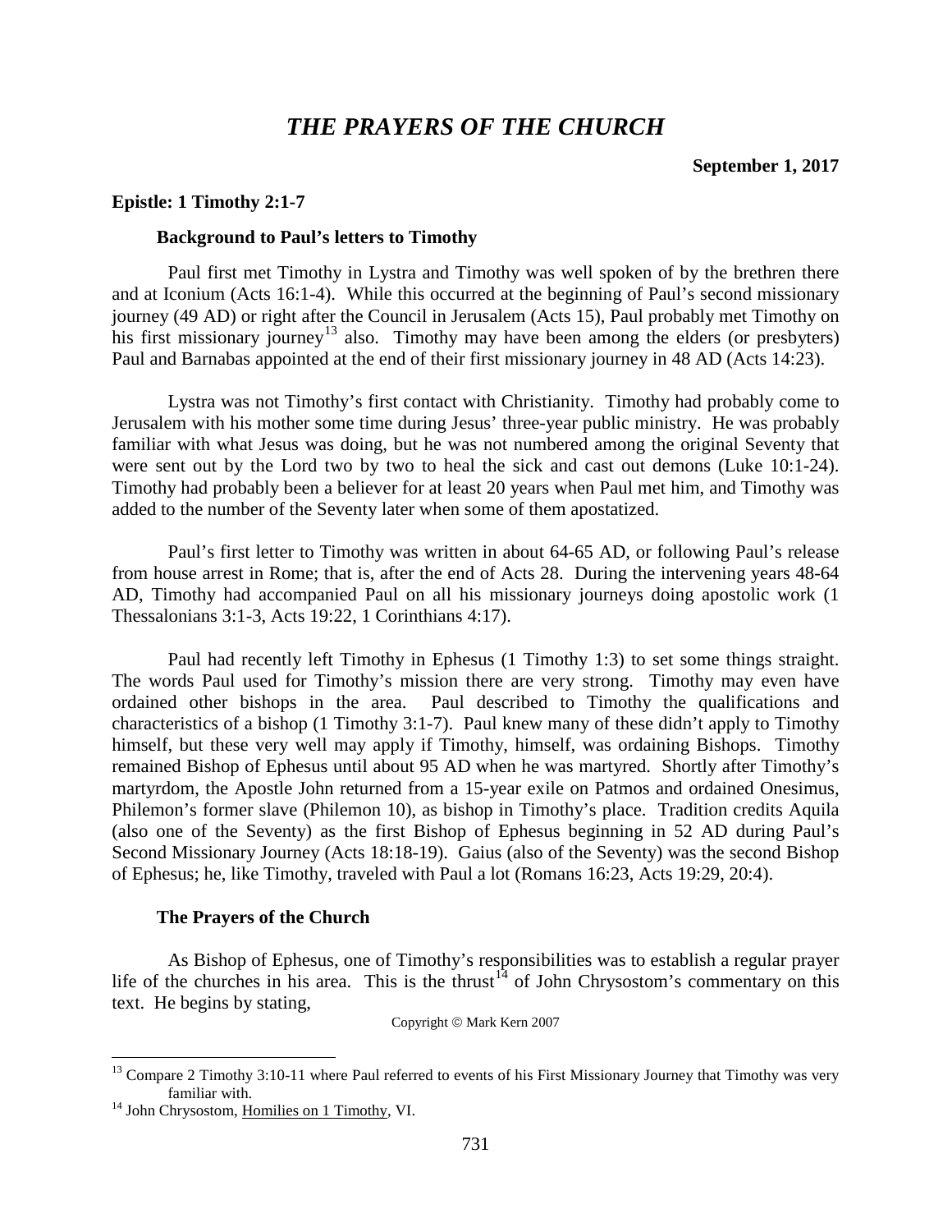# *THE PRAYERS OF THE CHURCH*

**September 1, 2017**

**Epistle: 1 Timothy 2:1-7**

### Background to Paul's letters to Timothy

Paul first met Timothy in Lystra and Timothy was well spoken of by the brethren there and at Iconium (Acts 16:1-4). While this occurred at the beginning of Paul's second missionary journey (49 AD) or right after the Council in Jerusalem (Acts 15), Paul probably met Timothy on his first missionary journey[13] also. Timothy may have been among the elders (or presbyters) Paul and Barnabas appointed at the end of their first missionary journey in 48 AD (Acts 14:23).

Lystra was not Timothy's first contact with Christianity. Timothy had probably come to Jerusalem with his mother some time during Jesus' three-year public ministry. He was probably familiar with what Jesus was doing, but he was not numbered among the original Seventy that were sent out by the Lord two by two to heal the sick and cast out demons (Luke 10:1-24). Timothy had probably been a believer for at least 20 years when Paul met him, and Timothy was added to the number of the Seventy later when some of them apostatized.

Paul's first letter to Timothy was written in about 64-65 AD, or following Paul's release from house arrest in Rome; that is, after the end of Acts 28. During the intervening years 48-64 AD, Timothy had accompanied Paul on all his missionary journeys doing apostolic work (1 Thessalonians 3:1-3, Acts 19:22, 1 Corinthians 4:17).

Paul had recently left Timothy in Ephesus (1 Timothy 1:3) to set some things straight. The words Paul used for Timothy's mission there are very strong. Timothy may even have ordained other bishops in the area. Paul described to Timothy the qualifications and characteristics of a bishop (1 Timothy 3:1-7). Paul knew many of these didn't apply to Timothy himself, but these very well may apply if Timothy, himself, was ordaining Bishops. Timothy remained Bishop of Ephesus until about 95 AD when he was martyred. Shortly after Timothy's martyrdom, the Apostle John returned from a 15-year exile on Patmos and ordained Onesimus, Philemon's former slave (Philemon 10), as bishop in Timothy's place. Tradition credits Aquila (also one of the Seventy) as the first Bishop of Ephesus beginning in 52 AD during Paul's Second Missionary Journey (Acts 18:18-19). Gaius (also of the Seventy) was the second Bishop of Ephesus; he, like Timothy, traveled with Paul a lot (Romans 16:23, Acts 19:29, 20:4).

### The Prayers of the Church

As Bishop of Ephesus, one of Timothy's responsibilities was to establish a regular prayer life of the churches in his area. This is the thrust[14] of John Chrysostom's commentary on this text. He begins by stating,

Copyright © Mark Kern 2007

[13] Compare 2 Timothy 3:10-11 where Paul referred to events of his First Missionary Journey that Timothy was very familiar with.

[14] John Chrysostom, Homilies on 1 Timothy, VI.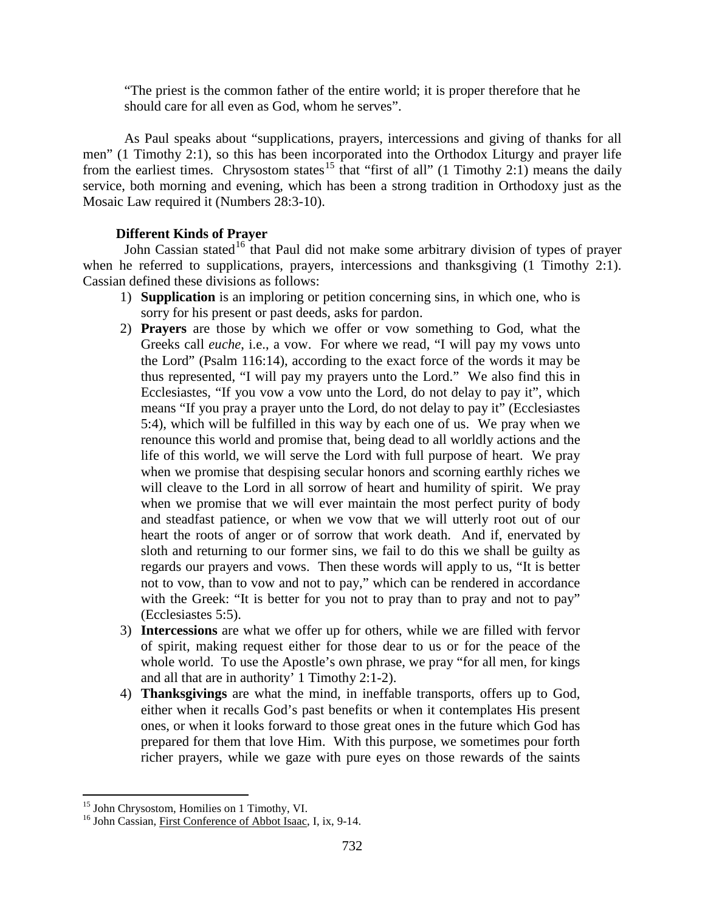> "The priest is the common father of the entire world; it is proper therefore that he should care for all even as God, whom he serves".

As Paul speaks about "supplications, prayers, intercessions and giving of thanks for all men" (1 Timothy 2:1), so this has been incorporated into the Orthodox Liturgy and prayer life from the earliest times. Chrysostom states[15] that "first of all" (1 Timothy 2:1) means the daily service, both morning and evening, which has been a strong tradition in Orthodoxy just as the Mosaic Law required it (Numbers 28:3-10).

### Different Kinds of Prayer

John Cassian stated[16] that Paul did not make some arbitrary division of types of prayer when he referred to supplications, prayers, intercessions and thanksgiving (1 Timothy 2:1). Cassian defined these divisions as follows:

1) **Supplication** is an imploring or petition concerning sins, in which one, who is sorry for his present or past deeds, asks for pardon.
2) **Prayers** are those by which we offer or vow something to God, what the Greeks call *euche*, i.e., a vow. For where we read, "I will pay my vows unto the Lord" (Psalm 116:14), according to the exact force of the words it may be thus represented, "I will pay my prayers unto the Lord." We also find this in Ecclesiastes, "If you vow a vow unto the Lord, do not delay to pay it", which means "If you pray a prayer unto the Lord, do not delay to pay it" (Ecclesiastes 5:4), which will be fulfilled in this way by each one of us. We pray when we renounce this world and promise that, being dead to all worldly actions and the life of this world, we will serve the Lord with full purpose of heart. We pray when we promise that despising secular honors and scorning earthly riches we will cleave to the Lord in all sorrow of heart and humility of spirit. We pray when we promise that we will ever maintain the most perfect purity of body and steadfast patience, or when we vow that we will utterly root out of our heart the roots of anger or of sorrow that work death. And if, enervated by sloth and returning to our former sins, we fail to do this we shall be guilty as regards our prayers and vows. Then these words will apply to us, "It is better not to vow, than to vow and not to pay," which can be rendered in accordance with the Greek: "It is better for you not to pray than to pray and not to pay" (Ecclesiastes 5:5).
3) **Intercessions** are what we offer up for others, while we are filled with fervor of spirit, making request either for those dear to us or for the peace of the whole world. To use the Apostle's own phrase, we pray "for all men, for kings and all that are in authority' 1 Timothy 2:1-2).
4) **Thanksgivings** are what the mind, in ineffable transports, offers up to God, either when it recalls God's past benefits or when it contemplates His present ones, or when it looks forward to those great ones in the future which God has prepared for them that love Him. With this purpose, we sometimes pour forth richer prayers, while we gaze with pure eyes on those rewards of the saints

---

[15] John Chrysostom, Homilies on 1 Timothy, VI.

[16] John Cassian, First Conference of Abbot Isaac, I, ix, 9-14.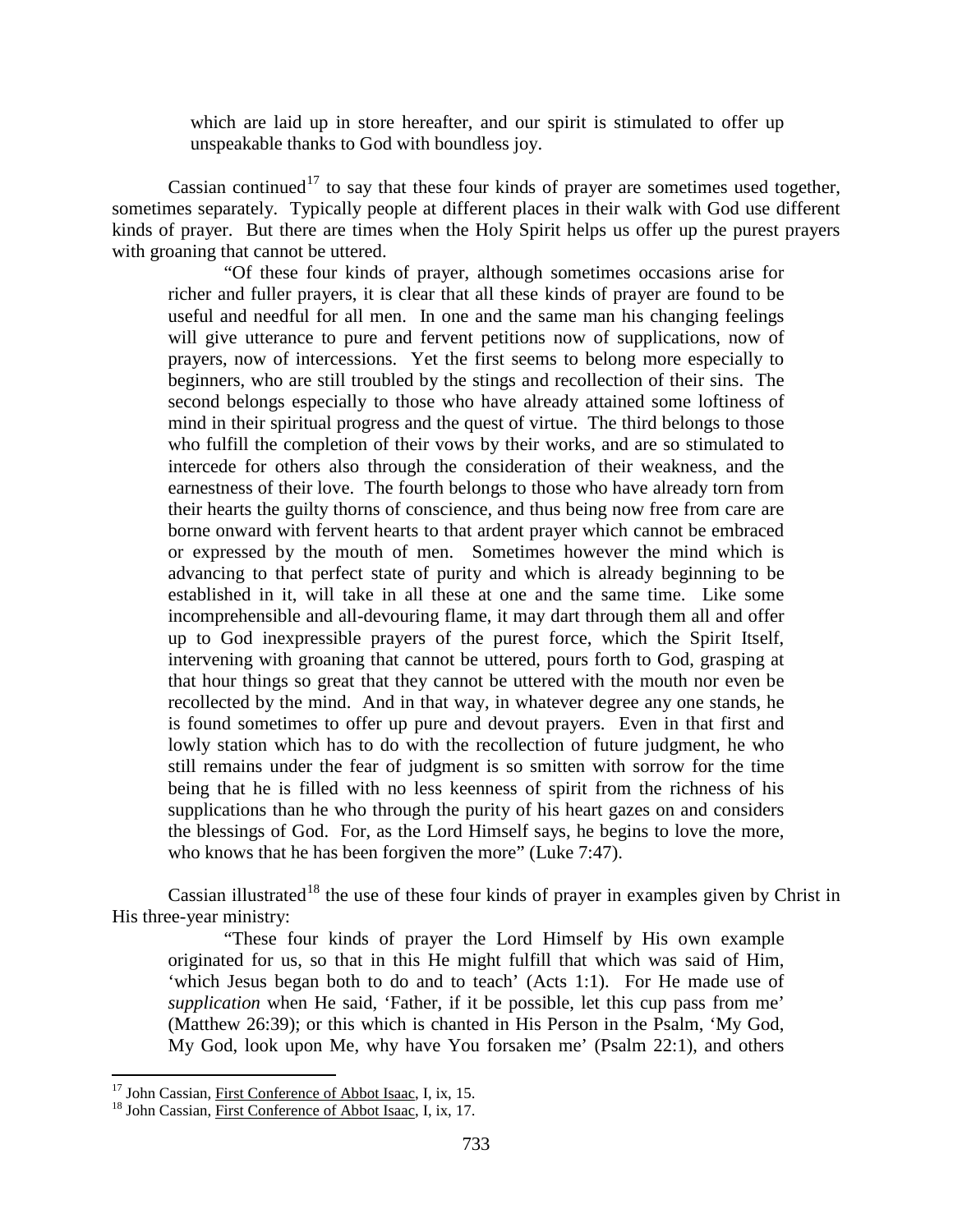which are laid up in store hereafter, and our spirit is stimulated to offer up unspeakable thanks to God with boundless joy.

Cassian continued[17] to say that these four kinds of prayer are sometimes used together, sometimes separately. Typically people at different places in their walk with God use different kinds of prayer. But there are times when the Holy Spirit helps us offer up the purest prayers with groaning that cannot be uttered.

> "Of these four kinds of prayer, although sometimes occasions arise for richer and fuller prayers, it is clear that all these kinds of prayer are found to be useful and needful for all men. In one and the same man his changing feelings will give utterance to pure and fervent petitions now of supplications, now of prayers, now of intercessions. Yet the first seems to belong more especially to beginners, who are still troubled by the stings and recollection of their sins. The second belongs especially to those who have already attained some loftiness of mind in their spiritual progress and the quest of virtue. The third belongs to those who fulfill the completion of their vows by their works, and are so stimulated to intercede for others also through the consideration of their weakness, and the earnestness of their love. The fourth belongs to those who have already torn from their hearts the guilty thorns of conscience, and thus being now free from care are borne onward with fervent hearts to that ardent prayer which cannot be embraced or expressed by the mouth of men. Sometimes however the mind which is advancing to that perfect state of purity and which is already beginning to be established in it, will take in all these at one and the same time. Like some incomprehensible and all-devouring flame, it may dart through them all and offer up to God inexpressible prayers of the purest force, which the Spirit Itself, intervening with groaning that cannot be uttered, pours forth to God, grasping at that hour things so great that they cannot be uttered with the mouth nor even be recollected by the mind. And in that way, in whatever degree any one stands, he is found sometimes to offer up pure and devout prayers. Even in that first and lowly station which has to do with the recollection of future judgment, he who still remains under the fear of judgment is so smitten with sorrow for the time being that he is filled with no less keenness of spirit from the richness of his supplications than he who through the purity of his heart gazes on and considers the blessings of God. For, as the Lord Himself says, he begins to love the more, who knows that he has been forgiven the more" (Luke 7:47).

Cassian illustrated[18] the use of these four kinds of prayer in examples given by Christ in His three-year ministry:

> "These four kinds of prayer the Lord Himself by His own example originated for us, so that in this He might fulfill that which was said of Him, 'which Jesus began both to do and to teach' (Acts 1:1). For He made use of *supplication* when He said, 'Father, if it be possible, let this cup pass from me' (Matthew 26:39); or this which is chanted in His Person in the Psalm, 'My God, My God, look upon Me, why have You forsaken me' (Psalm 22:1), and others

---

[17] John Cassian, First Conference of Abbot Isaac, I, ix, 15.

[18] John Cassian, First Conference of Abbot Isaac, I, ix, 17.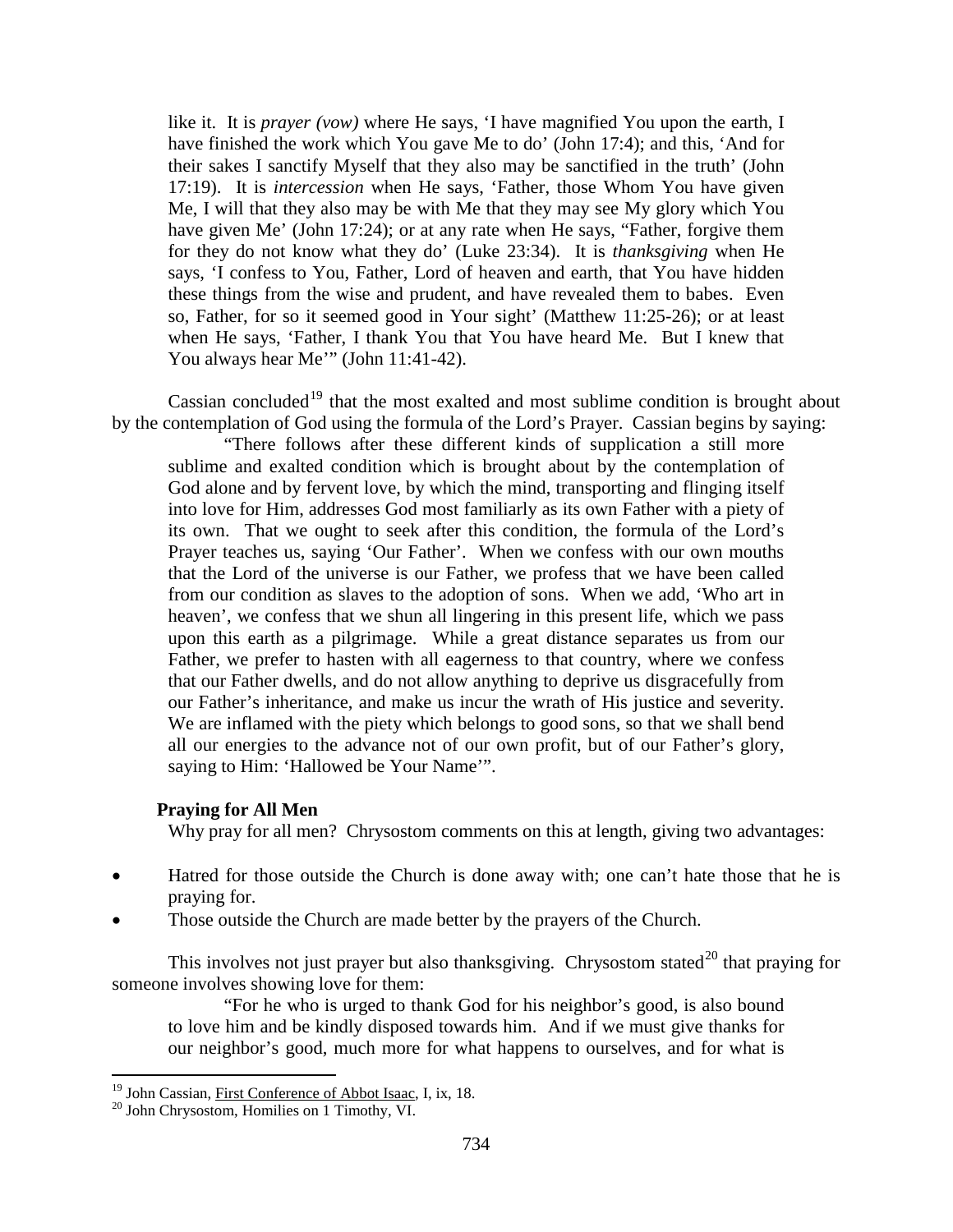like it. It is *prayer (vow)* where He says, 'I have magnified You upon the earth, I have finished the work which You gave Me to do' (John 17:4); and this, 'And for their sakes I sanctify Myself that they also may be sanctified in the truth' (John 17:19). It is *intercession* when He says, 'Father, those Whom You have given Me, I will that they also may be with Me that they may see My glory which You have given Me' (John 17:24); or at any rate when He says, "Father, forgive them for they do not know what they do' (Luke 23:34). It is *thanksgiving* when He says, 'I confess to You, Father, Lord of heaven and earth, that You have hidden these things from the wise and prudent, and have revealed them to babes. Even so, Father, for so it seemed good in Your sight' (Matthew 11:25-26); or at least when He says, 'Father, I thank You that You have heard Me. But I knew that You always hear Me'" (John 11:41-42).

Cassian concluded[19] that the most exalted and most sublime condition is brought about by the contemplation of God using the formula of the Lord's Prayer. Cassian begins by saying:

> "There follows after these different kinds of supplication a still more sublime and exalted condition which is brought about by the contemplation of God alone and by fervent love, by which the mind, transporting and flinging itself into love for Him, addresses God most familiarly as its own Father with a piety of its own. That we ought to seek after this condition, the formula of the Lord's Prayer teaches us, saying 'Our Father'. When we confess with our own mouths that the Lord of the universe is our Father, we profess that we have been called from our condition as slaves to the adoption of sons. When we add, 'Who art in heaven', we confess that we shun all lingering in this present life, which we pass upon this earth as a pilgrimage. While a great distance separates us from our Father, we prefer to hasten with all eagerness to that country, where we confess that our Father dwells, and do not allow anything to deprive us disgracefully from our Father's inheritance, and make us incur the wrath of His justice and severity. We are inflamed with the piety which belongs to good sons, so that we shall bend all our energies to the advance not of our own profit, but of our Father's glory, saying to Him: 'Hallowed be Your Name'".

### Praying for All Men

Why pray for all men? Chrysostom comments on this at length, giving two advantages:

- Hatred for those outside the Church is done away with; one can't hate those that he is praying for.
- Those outside the Church are made better by the prayers of the Church.

This involves not just prayer but also thanksgiving. Chrysostom stated[20] that praying for someone involves showing love for them:

> "For he who is urged to thank God for his neighbor's good, is also bound to love him and be kindly disposed towards him. And if we must give thanks for our neighbor's good, much more for what happens to ourselves, and for what is

---

[19] John Cassian, First Conference of Abbot Isaac, I, ix, 18.

[20] John Chrysostom, Homilies on 1 Timothy, VI.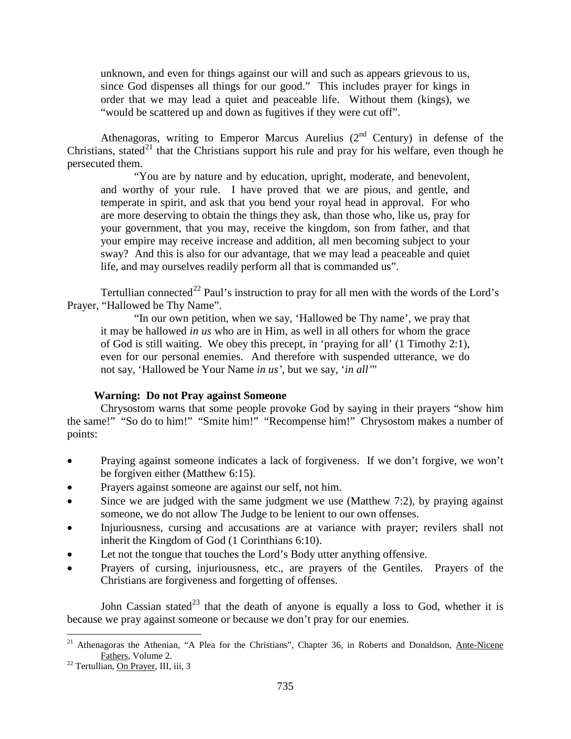> unknown, and even for things against our will and such as appears grievous to us, since God dispenses all things for our good." This includes prayer for kings in order that we may lead a quiet and peaceable life. Without them (kings), we "would be scattered up and down as fugitives if they were cut off".

Athenagoras, writing to Emperor Marcus Aurelius (2nd Century) in defense of the Christians, stated[21] that the Christians support his rule and pray for his welfare, even though he persecuted them.

> "You are by nature and by education, upright, moderate, and benevolent, and worthy of your rule. I have proved that we are pious, and gentle, and temperate in spirit, and ask that you bend your royal head in approval. For who are more deserving to obtain the things they ask, than those who, like us, pray for your government, that you may, receive the kingdom, son from father, and that your empire may receive increase and addition, all men becoming subject to your sway? And this is also for our advantage, that we may lead a peaceable and quiet life, and may ourselves readily perform all that is commanded us".

Tertullian connected[22] Paul's instruction to pray for all men with the words of the Lord's Prayer, "Hallowed be Thy Name".

> "In our own petition, when we say, 'Hallowed be Thy name', we pray that it may be hallowed *in us* who are in Him, as well in all others for whom the grace of God is still waiting. We obey this precept, in 'praying for all' (1 Timothy 2:1), even for our personal enemies. And therefore with suspended utterance, we do not say, 'Hallowed be Your Name *in us'*, but we say, '*in all'*"

**Warning: Do not Pray against Someone**

Chrysostom warns that some people provoke God by saying in their prayers "show him the same!" "So do to him!" "Smite him!" "Recompense him!" Chrysostom makes a number of points:

- Praying against someone indicates a lack of forgiveness. If we don't forgive, we won't be forgiven either (Matthew 6:15).
- Prayers against someone are against our self, not him.
- Since we are judged with the same judgment we use (Matthew 7:2), by praying against someone, we do not allow The Judge to be lenient to our own offenses.
- Injuriousness, cursing and accusations are at variance with prayer; revilers shall not inherit the Kingdom of God (1 Corinthians 6:10).
- Let not the tongue that touches the Lord's Body utter anything offensive.
- Prayers of cursing, injuriousness, etc., are prayers of the Gentiles. Prayers of the Christians are forgiveness and forgetting of offenses.

John Cassian stated[23] that the death of anyone is equally a loss to God, whether it is because we pray against someone or because we don't pray for our enemies.

---

[21] Athenagoras the Athenian, "A Plea for the Christians", Chapter 36, in Roberts and Donaldson, Ante-Nicene Fathers, Volume 2.

[22] Tertullian, On Prayer, III, iii, 3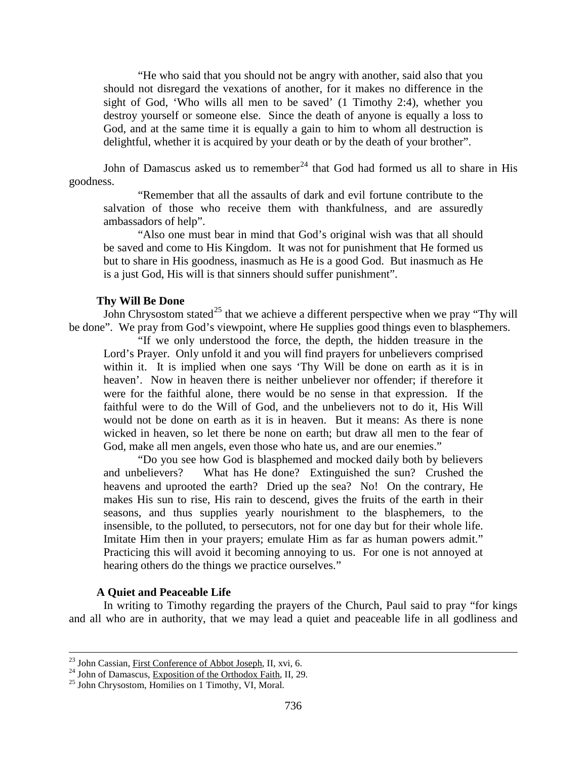"He who said that you should not be angry with another, said also that you should not disregard the vexations of another, for it makes no difference in the sight of God, 'Who wills all men to be saved' (1 Timothy 2:4), whether you destroy yourself or someone else. Since the death of anyone is equally a loss to God, and at the same time it is equally a gain to him to whom all destruction is delightful, whether it is acquired by your death or by the death of your brother".

John of Damascus asked us to remember[24] that God had formed us all to share in His goodness.

> "Remember that all the assaults of dark and evil fortune contribute to the salvation of those who receive them with thankfulness, and are assuredly ambassadors of help".
>
> "Also one must bear in mind that God's original wish was that all should be saved and come to His Kingdom. It was not for punishment that He formed us but to share in His goodness, inasmuch as He is a good God. But inasmuch as He is a just God, His will is that sinners should suffer punishment".

### Thy Will Be Done

John Chrysostom stated[25] that we achieve a different perspective when we pray "Thy will be done". We pray from God's viewpoint, where He supplies good things even to blasphemers.

> "If we only understood the force, the depth, the hidden treasure in the Lord's Prayer. Only unfold it and you will find prayers for unbelievers comprised within it. It is implied when one says 'Thy Will be done on earth as it is in heaven'. Now in heaven there is neither unbeliever nor offender; if therefore it were for the faithful alone, there would be no sense in that expression. If the faithful were to do the Will of God, and the unbelievers not to do it, His Will would not be done on earth as it is in heaven. But it means: As there is none wicked in heaven, so let there be none on earth; but draw all men to the fear of God, make all men angels, even those who hate us, and are our enemies."
>
> "Do you see how God is blasphemed and mocked daily both by believers and unbelievers? What has He done? Extinguished the sun? Crushed the heavens and uprooted the earth? Dried up the sea? No! On the contrary, He makes His sun to rise, His rain to descend, gives the fruits of the earth in their seasons, and thus supplies yearly nourishment to the blasphemers, to the insensible, to the polluted, to persecutors, not for one day but for their whole life. Imitate Him then in your prayers; emulate Him as far as human powers admit." Practicing this will avoid it becoming annoying to us. For one is not annoyed at hearing others do the things we practice ourselves."

### A Quiet and Peaceable Life

In writing to Timothy regarding the prayers of the Church, Paul said to pray "for kings and all who are in authority, that we may lead a quiet and peaceable life in all godliness and

---

[23] John Cassian, First Conference of Abbot Joseph, II, xvi, 6.

[24] John of Damascus, Exposition of the Orthodox Faith, II, 29.

[25] John Chrysostom, Homilies on 1 Timothy, VI, Moral.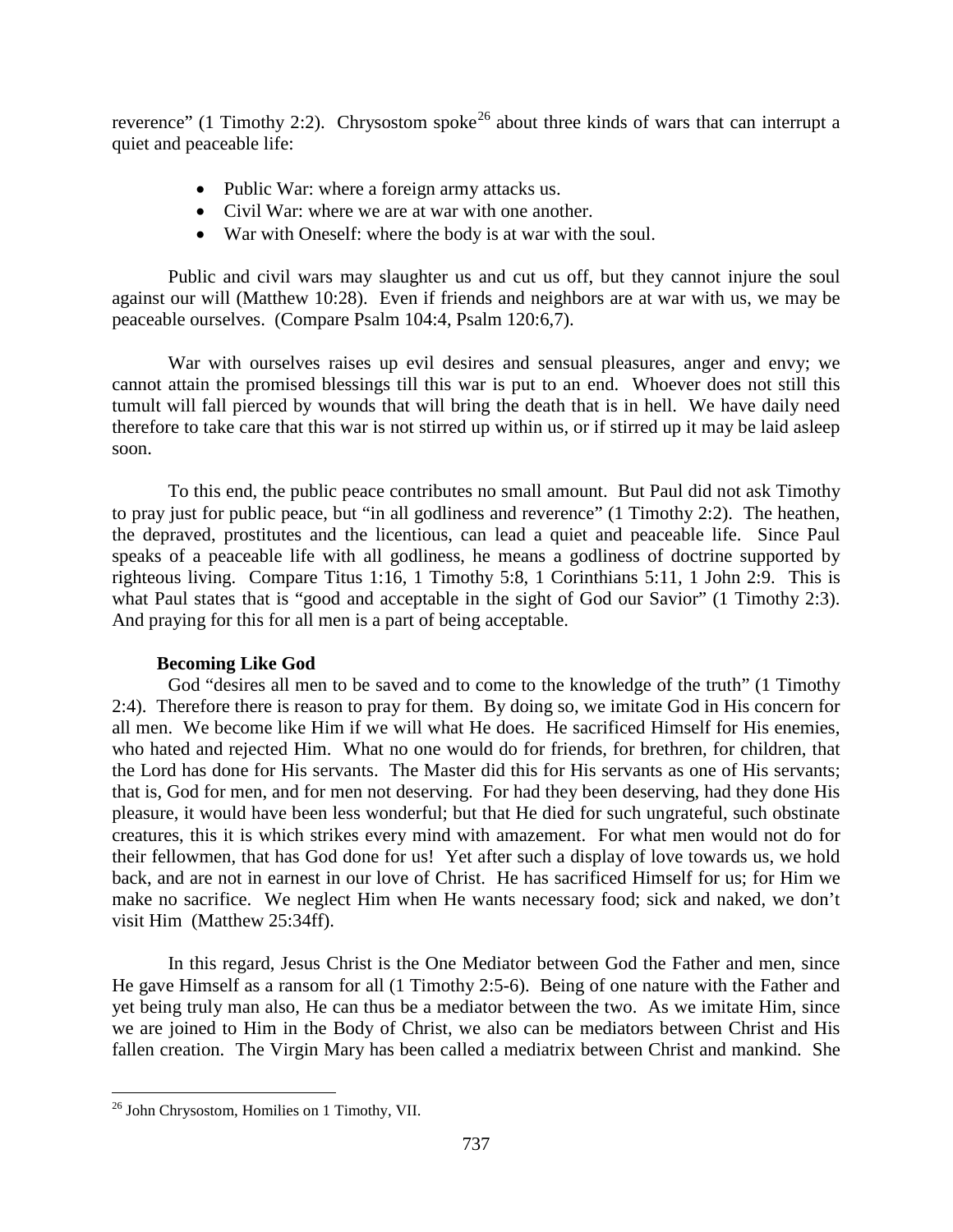reverence" (1 Timothy 2:2). Chrysostom spoke[26] about three kinds of wars that can interrupt a quiet and peaceable life:

- Public War: where a foreign army attacks us.
- Civil War: where we are at war with one another.
- War with Oneself: where the body is at war with the soul.

Public and civil wars may slaughter us and cut us off, but they cannot injure the soul against our will (Matthew 10:28). Even if friends and neighbors are at war with us, we may be peaceable ourselves. (Compare Psalm 104:4, Psalm 120:6,7).

War with ourselves raises up evil desires and sensual pleasures, anger and envy; we cannot attain the promised blessings till this war is put to an end. Whoever does not still this tumult will fall pierced by wounds that will bring the death that is in hell. We have daily need therefore to take care that this war is not stirred up within us, or if stirred up it may be laid asleep soon.

To this end, the public peace contributes no small amount. But Paul did not ask Timothy to pray just for public peace, but "in all godliness and reverence" (1 Timothy 2:2). The heathen, the depraved, prostitutes and the licentious, can lead a quiet and peaceable life. Since Paul speaks of a peaceable life with all godliness, he means a godliness of doctrine supported by righteous living. Compare Titus 1:16, 1 Timothy 5:8, 1 Corinthians 5:11, 1 John 2:9. This is what Paul states that is "good and acceptable in the sight of God our Savior" (1 Timothy 2:3). And praying for this for all men is a part of being acceptable.

### Becoming Like God

God "desires all men to be saved and to come to the knowledge of the truth" (1 Timothy 2:4). Therefore there is reason to pray for them. By doing so, we imitate God in His concern for all men. We become like Him if we will what He does. He sacrificed Himself for His enemies, who hated and rejected Him. What no one would do for friends, for brethren, for children, that the Lord has done for His servants. The Master did this for His servants as one of His servants; that is, God for men, and for men not deserving. For had they been deserving, had they done His pleasure, it would have been less wonderful; but that He died for such ungrateful, such obstinate creatures, this it is which strikes every mind with amazement. For what men would not do for their fellowmen, that has God done for us! Yet after such a display of love towards us, we hold back, and are not in earnest in our love of Christ. He has sacrificed Himself for us; for Him we make no sacrifice. We neglect Him when He wants necessary food; sick and naked, we don't visit Him (Matthew 25:34ff).

In this regard, Jesus Christ is the One Mediator between God the Father and men, since He gave Himself as a ransom for all (1 Timothy 2:5-6). Being of one nature with the Father and yet being truly man also, He can thus be a mediator between the two. As we imitate Him, since we are joined to Him in the Body of Christ, we also can be mediators between Christ and His fallen creation. The Virgin Mary has been called a mediatrix between Christ and mankind. She

---

[26] John Chrysostom, Homilies on 1 Timothy, VII.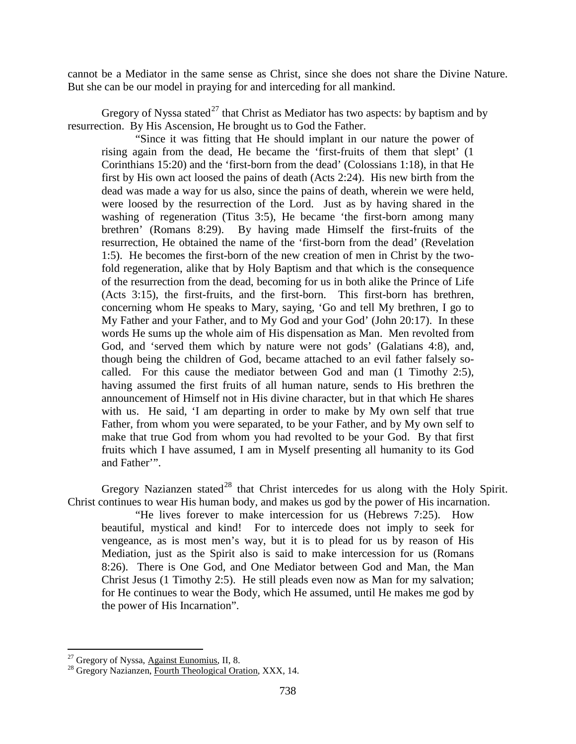cannot be a Mediator in the same sense as Christ, since she does not share the Divine Nature. But she can be our model in praying for and interceding for all mankind.

Gregory of Nyssa stated[27] that Christ as Mediator has two aspects: by baptism and by resurrection. By His Ascension, He brought us to God the Father.

> "Since it was fitting that He should implant in our nature the power of rising again from the dead, He became the 'first-fruits of them that slept' (1 Corinthians 15:20) and the 'first-born from the dead' (Colossians 1:18), in that He first by His own act loosed the pains of death (Acts 2:24). His new birth from the dead was made a way for us also, since the pains of death, wherein we were held, were loosed by the resurrection of the Lord. Just as by having shared in the washing of regeneration (Titus 3:5), He became 'the first-born among many brethren' (Romans 8:29). By having made Himself the first-fruits of the resurrection, He obtained the name of the 'first-born from the dead' (Revelation 1:5). He becomes the first-born of the new creation of men in Christ by the two-fold regeneration, alike that by Holy Baptism and that which is the consequence of the resurrection from the dead, becoming for us in both alike the Prince of Life (Acts 3:15), the first-fruits, and the first-born. This first-born has brethren, concerning whom He speaks to Mary, saying, 'Go and tell My brethren, I go to My Father and your Father, and to My God and your God' (John 20:17). In these words He sums up the whole aim of His dispensation as Man. Men revolted from God, and 'served them which by nature were not gods' (Galatians 4:8), and, though being the children of God, became attached to an evil father falsely so-called. For this cause the mediator between God and man (1 Timothy 2:5), having assumed the first fruits of all human nature, sends to His brethren the announcement of Himself not in His divine character, but in that which He shares with us. He said, 'I am departing in order to make by My own self that true Father, from whom you were separated, to be your Father, and by My own self to make that true God from whom you had revolted to be your God. By that first fruits which I have assumed, I am in Myself presenting all humanity to its God and Father'".

Gregory Nazianzen stated[28] that Christ intercedes for us along with the Holy Spirit. Christ continues to wear His human body, and makes us god by the power of His incarnation.

> "He lives forever to make intercession for us (Hebrews 7:25). How beautiful, mystical and kind! For to intercede does not imply to seek for vengeance, as is most men's way, but it is to plead for us by reason of His Mediation, just as the Spirit also is said to make intercession for us (Romans 8:26). There is One God, and One Mediator between God and Man, the Man Christ Jesus (1 Timothy 2:5). He still pleads even now as Man for my salvation; for He continues to wear the Body, which He assumed, until He makes me god by the power of His Incarnation".

---

[27] Gregory of Nyssa, Against Eunomius, II, 8.

[28] Gregory Nazianzen, Fourth Theological Oration, XXX, 14.